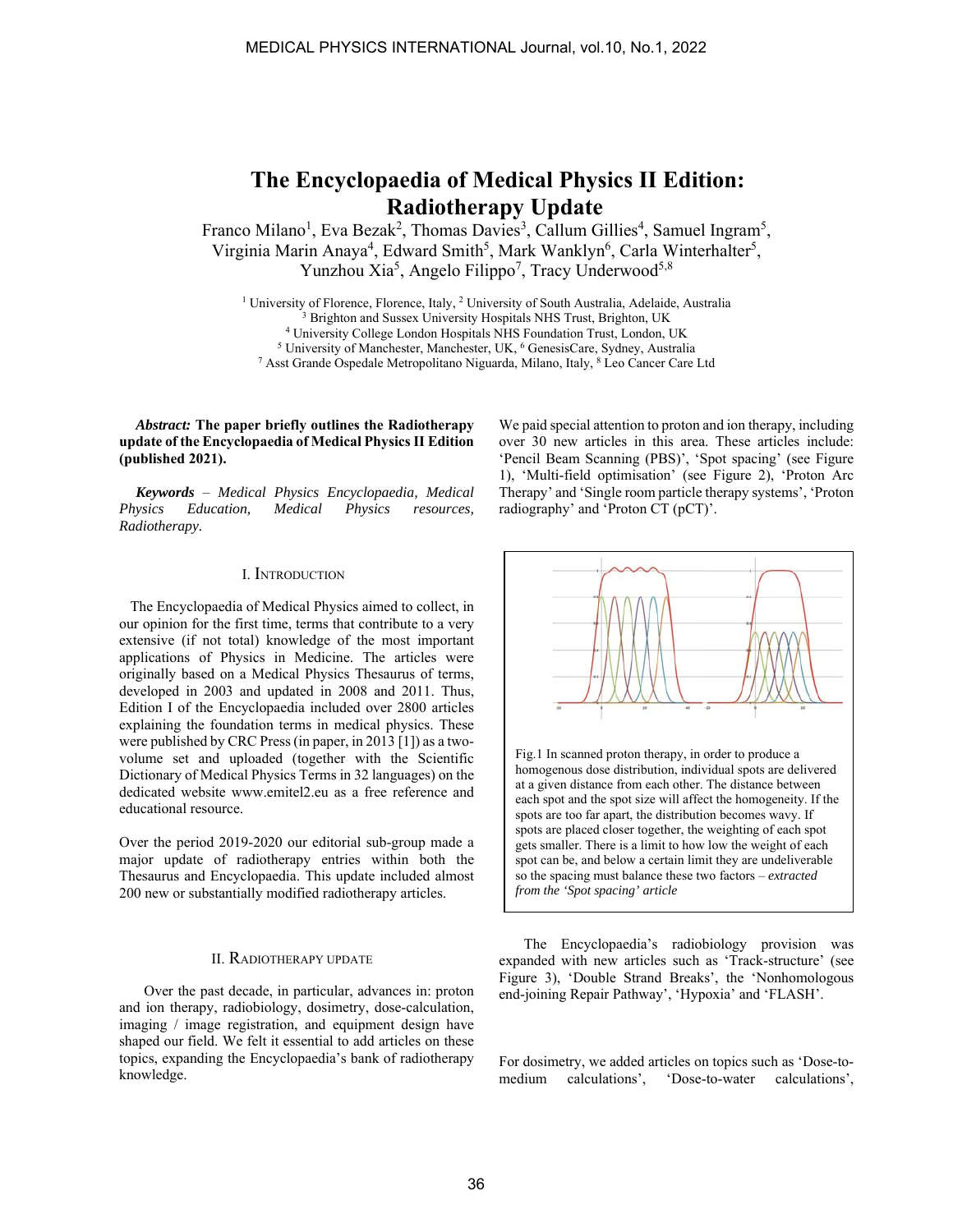# The Encyclopaedia of Medical Physics II Edition: Radiotherapy Update

Franco Milano[1], Eva Bezak[2], Thomas Davies[3], Callum Gillies[4], Samuel Ingram[5], Virginia Marin Anaya[4], Edward Smith[5], Mark Wanklyn[6], Carla Winterhalter[5], Yunzhou Xia[5], Angelo Filippo[7], Tracy Underwood[5,8]

[1] University of Florence, Florence, Italy, [2] University of South Australia, Adelaide, Australia
[3] Brighton and Sussex University Hospitals NHS Trust, Brighton, UK
[4] University College London Hospitals NHS Foundation Trust, London, UK
[5] University of Manchester, Manchester, UK, [6] GenesisCare, Sydney, Australia
[7] Asst Grande Ospedale Metropolitano Niguarda, Milano, Italy, [8] Leo Cancer Care Ltd

***Abstract:*** **The paper briefly outlines the Radiotherapy update of the Encyclopaedia of Medical Physics II Edition (published 2021).**

***Keywords*** – *Medical Physics Encyclopaedia, Medical Physics Education, Medical Physics resources, Radiotherapy.*

## I. Introduction

The Encyclopaedia of Medical Physics aimed to collect, in our opinion for the first time, terms that contribute to a very extensive (if not total) knowledge of the most important applications of Physics in Medicine. The articles were originally based on a Medical Physics Thesaurus of terms, developed in 2003 and updated in 2008 and 2011. Thus, Edition I of the Encyclopaedia included over 2800 articles explaining the foundation terms in medical physics. These were published by CRC Press (in paper, in 2013 [1]) as a two-volume set and uploaded (together with the Scientific Dictionary of Medical Physics Terms in 32 languages) on the dedicated website www.emitel2.eu as a free reference and educational resource.

Over the period 2019-2020 our editorial sub-group made a major update of radiotherapy entries within both the Thesaurus and Encyclopaedia. This update included almost 200 new or substantially modified radiotherapy articles.

## II. Radiotherapy update

Over the past decade, in particular, advances in: proton and ion therapy, radiobiology, dosimetry, dose-calculation, imaging / image registration, and equipment design have shaped our field. We felt it essential to add articles on these topics, expanding the Encyclopaedia's bank of radiotherapy knowledge.

We paid special attention to proton and ion therapy, including over 30 new articles in this area. These articles include: 'Pencil Beam Scanning (PBS)', 'Spot spacing' (see Figure 1), 'Multi-field optimisation' (see Figure 2), 'Proton Arc Therapy' and 'Single room particle therapy systems', 'Proton radiography' and 'Proton CT (pCT)'.

Fig.1 In scanned proton therapy, in order to produce a homogenous dose distribution, individual spots are delivered at a given distance from each other. The distance between each spot and the spot size will affect the homogeneity. If the spots are too far apart, the distribution becomes wavy. If spots are placed closer together, the weighting of each spot gets smaller. There is a limit to how low the weight of each spot can be, and below a certain limit they are undeliverable so the spacing must balance these two factors – *extracted from the 'Spot spacing' article*

The Encyclopaedia's radiobiology provision was expanded with new articles such as 'Track-structure' (see Figure 3), 'Double Strand Breaks', the 'Nonhomologous end-joining Repair Pathway', 'Hypoxia' and 'FLASH'.

For dosimetry, we added articles on topics such as 'Dose-to-medium calculations', 'Dose-to-water calculations',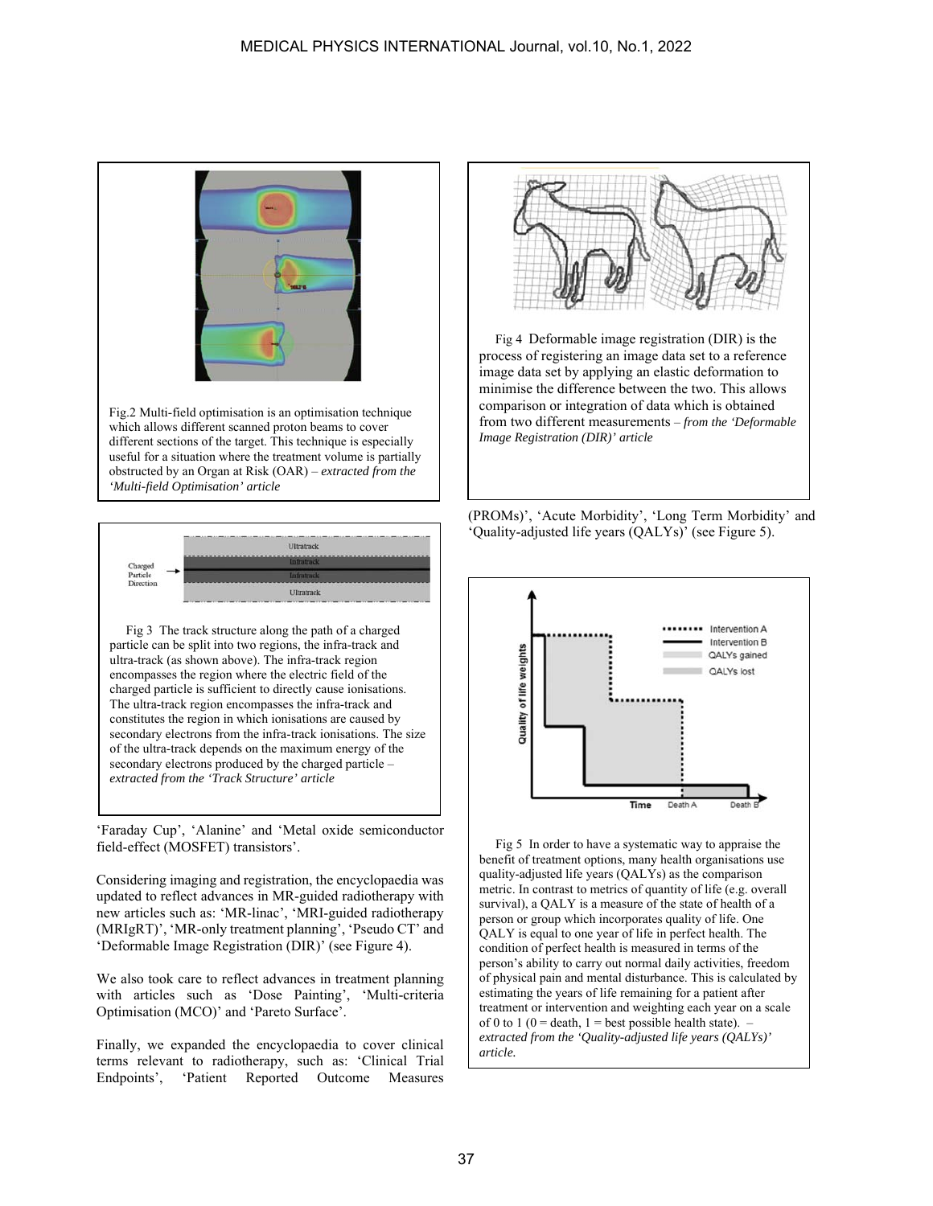Fig.2 Multi-field optimisation is an optimisation technique which allows different scanned proton beams to cover different sections of the target. This technique is especially useful for a situation where the treatment volume is partially obstructed by an Organ at Risk (OAR) – *extracted from the 'Multi-field Optimisation' article*

Fig 3 The track structure along the path of a charged particle can be split into two regions, the infra-track and ultra-track (as shown above). The infra-track region encompasses the region where the electric field of the charged particle is sufficient to directly cause ionisations. The ultra-track region encompasses the infra-track and constitutes the region in which ionisations are caused by secondary electrons from the infra-track ionisations. The size of the ultra-track depends on the maximum energy of the secondary electrons produced by the charged particle – *extracted from the 'Track Structure' article*

'Faraday Cup', 'Alanine' and 'Metal oxide semiconductor field-effect (MOSFET) transistors'.

Considering imaging and registration, the encyclopaedia was updated to reflect advances in MR-guided radiotherapy with new articles such as: 'MR-linac', 'MRI-guided radiotherapy (MRIgRT)', 'MR-only treatment planning', 'Pseudo CT' and 'Deformable Image Registration (DIR)' (see Figure 4).

We also took care to reflect advances in treatment planning with articles such as 'Dose Painting', 'Multi-criteria Optimisation (MCO)' and 'Pareto Surface'.

Finally, we expanded the encyclopaedia to cover clinical terms relevant to radiotherapy, such as: 'Clinical Trial Endpoints', 'Patient Reported Outcome Measures (PROMs)', 'Acute Morbidity', 'Long Term Morbidity' and 'Quality-adjusted life years (QALYs)' (see Figure 5).

Fig 4 Deformable image registration (DIR) is the process of registering an image data set to a reference image data set by applying an elastic deformation to minimise the difference between the two. This allows comparison or integration of data which is obtained from two different measurements – *from the 'Deformable Image Registration (DIR)' article*

Fig 5 In order to have a systematic way to appraise the benefit of treatment options, many health organisations use quality-adjusted life years (QALYs) as the comparison metric. In contrast to metrics of quantity of life (e.g. overall survival), a QALY is a measure of the state of health of a person or group which incorporates quality of life. One QALY is equal to one year of life in perfect health. The condition of perfect health is measured in terms of the person's ability to carry out normal daily activities, freedom of physical pain and mental disturbance. This is calculated by estimating the years of life remaining for a patient after treatment or intervention and weighting each year on a scale of 0 to 1 (0 = death, 1 = best possible health state). – *extracted from the 'Quality-adjusted life years (QALYs)' article.*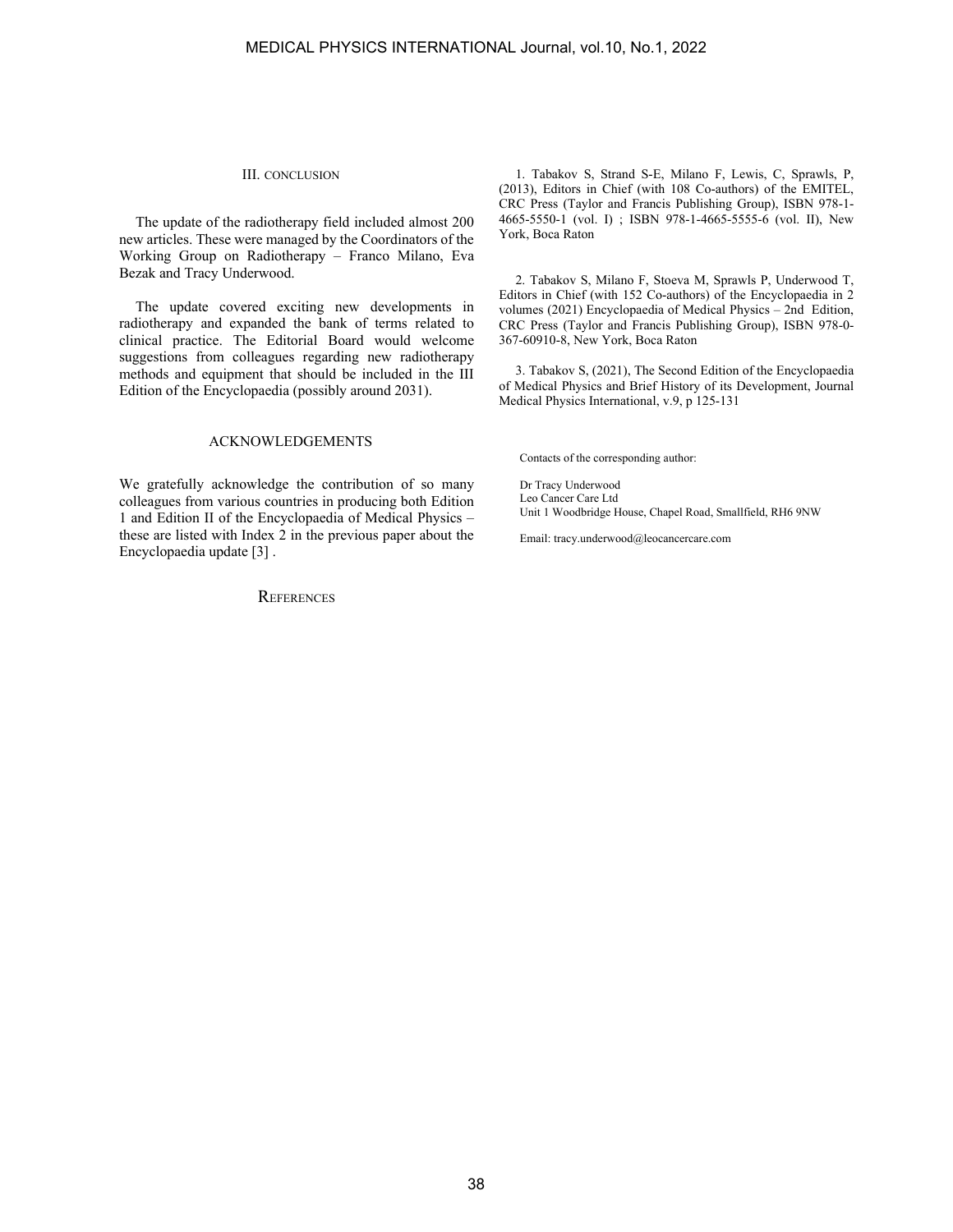## III. CONCLUSION

The update of the radiotherapy field included almost 200 new articles. These were managed by the Coordinators of the Working Group on Radiotherapy – Franco Milano, Eva Bezak and Tracy Underwood.

The update covered exciting new developments in radiotherapy and expanded the bank of terms related to clinical practice. The Editorial Board would welcome suggestions from colleagues regarding new radiotherapy methods and equipment that should be included in the III Edition of the Encyclopaedia (possibly around 2031).

## ACKNOWLEDGEMENTS

We gratefully acknowledge the contribution of so many colleagues from various countries in producing both Edition 1 and Edition II of the Encyclopaedia of Medical Physics – these are listed with Index 2 in the previous paper about the Encyclopaedia update [3] .

## REFERENCES

1. Tabakov S, Strand S-E, Milano F, Lewis, C, Sprawls, P, (2013), Editors in Chief (with 108 Co-authors) of the EMITEL, CRC Press (Taylor and Francis Publishing Group), ISBN 978-1-4665-5550-1 (vol. I) ; ISBN 978-1-4665-5555-6 (vol. II), New York, Boca Raton

2. Tabakov S, Milano F, Stoeva M, Sprawls P, Underwood T, Editors in Chief (with 152 Co-authors) of the Encyclopaedia in 2 volumes (2021) Encyclopaedia of Medical Physics – 2nd Edition, CRC Press (Taylor and Francis Publishing Group), ISBN 978-0-367-60910-8, New York, Boca Raton

3. Tabakov S, (2021), The Second Edition of the Encyclopaedia of Medical Physics and Brief History of its Development, Journal Medical Physics International, v.9, p 125-131

Contacts of the corresponding author:

Dr Tracy Underwood
Leo Cancer Care Ltd
Unit 1 Woodbridge House, Chapel Road, Smallfield, RH6 9NW

Email: tracy.underwood@leocancercare.com